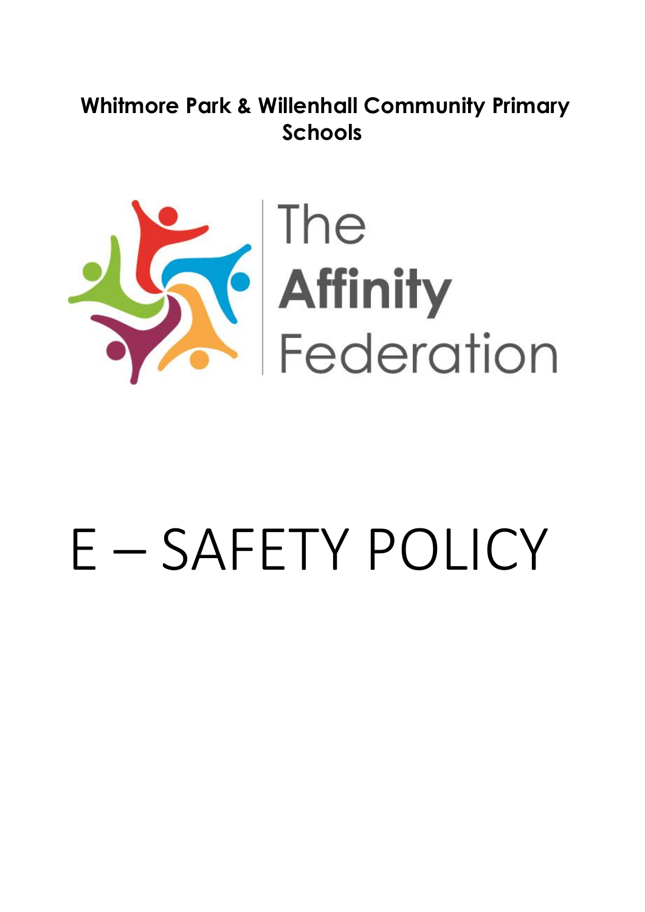**Whitmore Park & Willenhall Community Primary Schools**

The **Affinity** Federation

# E – SAFETY POLICY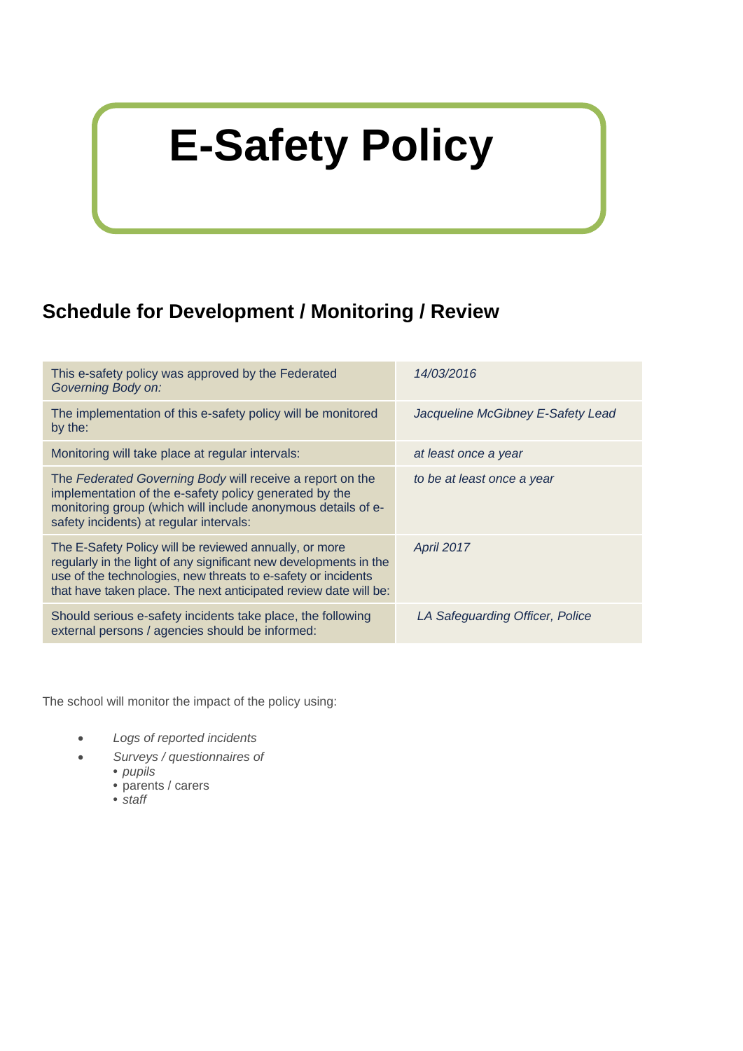// E-Safety Policy

## Schedule for Development / Monitoring / Review

| | |
|---|---|
| This e-safety policy was approved by the Federated *Governing Body on:* | *14/03/2016* |
| The implementation of this e-safety policy will be monitored by the: | *Jacqueline McGibney E-Safety Lead* |
| Monitoring will take place at regular intervals: | *at least once a year* |
| The *Federated Governing Body* will receive a report on the implementation of the e-safety policy generated by the monitoring group (which will include anonymous details of e-safety incidents) at regular intervals: | *to be at least once a year* |
| The E-Safety Policy will be reviewed annually, or more regularly in the light of any significant new developments in the use of the technologies, new threats to e-safety or incidents that have taken place. The next anticipated review date will be: | *April 2017* |
| Should serious e-safety incidents take place, the following external persons / agencies should be informed: | *LA Safeguarding Officer, Police* |

The school will monitor the impact of the policy using:

- *Logs of reported incidents*
- *Surveys / questionnaires of*
    - *pupils*
    - parents / carers
    - *staff*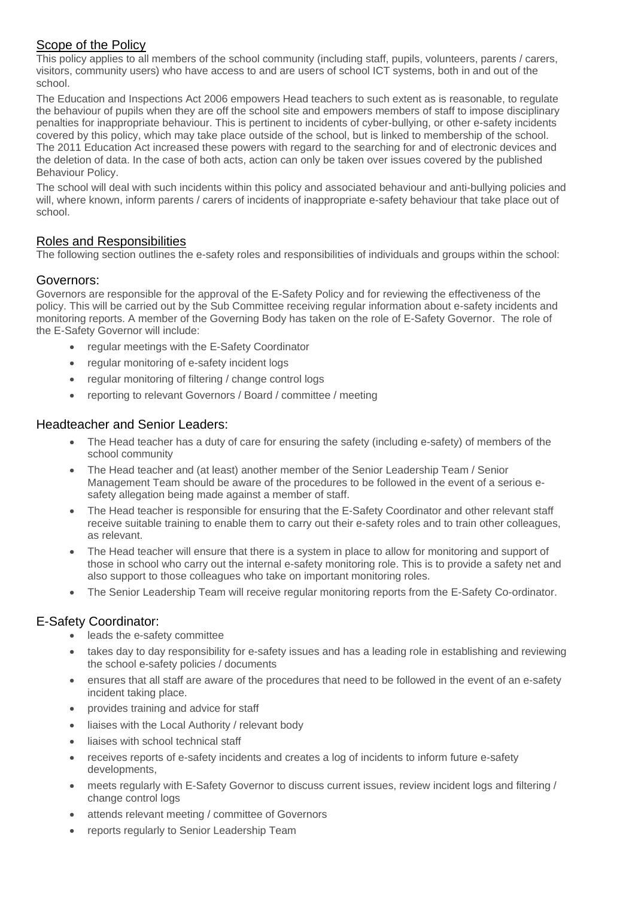## Scope of the Policy

This policy applies to all members of the school community (including staff, pupils, volunteers, parents / carers, visitors, community users) who have access to and are users of school ICT systems, both in and out of the school.

The Education and Inspections Act 2006 empowers Head teachers to such extent as is reasonable, to regulate the behaviour of pupils when they are off the school site and empowers members of staff to impose disciplinary penalties for inappropriate behaviour. This is pertinent to incidents of cyber-bullying, or other e-safety incidents covered by this policy, which may take place outside of the school, but is linked to membership of the school. The 2011 Education Act increased these powers with regard to the searching for and of electronic devices and the deletion of data. In the case of both acts, action can only be taken over issues covered by the published Behaviour Policy.

The school will deal with such incidents within this policy and associated behaviour and anti-bullying policies and will, where known, inform parents / carers of incidents of inappropriate e-safety behaviour that take place out of school.

## Roles and Responsibilities

The following section outlines the e-safety roles and responsibilities of individuals and groups within the school:

### Governors:

Governors are responsible for the approval of the E-Safety Policy and for reviewing the effectiveness of the policy. This will be carried out by the Sub Committee receiving regular information about e-safety incidents and monitoring reports. A member of the Governing Body has taken on the role of E-Safety Governor. The role of the E-Safety Governor will include:

- regular meetings with the E-Safety Coordinator
- regular monitoring of e-safety incident logs
- regular monitoring of filtering / change control logs
- reporting to relevant Governors / Board / committee / meeting

### Headteacher and Senior Leaders:

- The Head teacher has a duty of care for ensuring the safety (including e-safety) of members of the school community
- The Head teacher and (at least) another member of the Senior Leadership Team / Senior Management Team should be aware of the procedures to be followed in the event of a serious e-safety allegation being made against a member of staff.
- The Head teacher is responsible for ensuring that the E-Safety Coordinator and other relevant staff receive suitable training to enable them to carry out their e-safety roles and to train other colleagues, as relevant.
- The Head teacher will ensure that there is a system in place to allow for monitoring and support of those in school who carry out the internal e-safety monitoring role. This is to provide a safety net and also support to those colleagues who take on important monitoring roles.
- The Senior Leadership Team will receive regular monitoring reports from the E-Safety Co-ordinator.

### E-Safety Coordinator:

- leads the e-safety committee
- takes day to day responsibility for e-safety issues and has a leading role in establishing and reviewing the school e-safety policies / documents
- ensures that all staff are aware of the procedures that need to be followed in the event of an e-safety incident taking place.
- provides training and advice for staff
- liaises with the Local Authority / relevant body
- liaises with school technical staff
- receives reports of e-safety incidents and creates a log of incidents to inform future e-safety developments,
- meets regularly with E-Safety Governor to discuss current issues, review incident logs and filtering / change control logs
- attends relevant meeting / committee of Governors
- reports regularly to Senior Leadership Team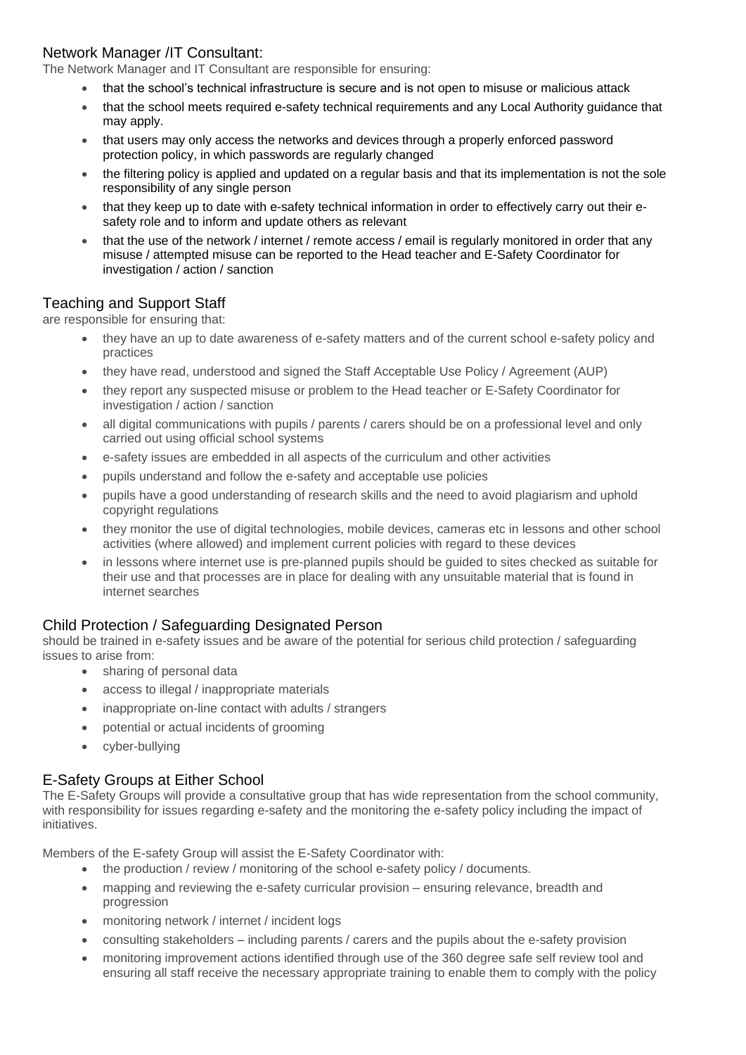## Network Manager /IT Consultant:

The Network Manager and IT Consultant are responsible for ensuring:

- that the school's technical infrastructure is secure and is not open to misuse or malicious attack
- that the school meets required e-safety technical requirements and any Local Authority guidance that may apply.
- that users may only access the networks and devices through a properly enforced password protection policy, in which passwords are regularly changed
- the filtering policy is applied and updated on a regular basis and that its implementation is not the sole responsibility of any single person
- that they keep up to date with e-safety technical information in order to effectively carry out their e-safety role and to inform and update others as relevant
- that the use of the network / internet / remote access / email is regularly monitored in order that any misuse / attempted misuse can be reported to the Head teacher and E-Safety Coordinator for investigation / action / sanction

## Teaching and Support Staff

are responsible for ensuring that:

- they have an up to date awareness of e-safety matters and of the current school e-safety policy and practices
- they have read, understood and signed the Staff Acceptable Use Policy / Agreement (AUP)
- they report any suspected misuse or problem to the Head teacher or E-Safety Coordinator for investigation / action / sanction
- all digital communications with pupils / parents / carers should be on a professional level and only carried out using official school systems
- e-safety issues are embedded in all aspects of the curriculum and other activities
- pupils understand and follow the e-safety and acceptable use policies
- pupils have a good understanding of research skills and the need to avoid plagiarism and uphold copyright regulations
- they monitor the use of digital technologies, mobile devices, cameras etc in lessons and other school activities (where allowed) and implement current policies with regard to these devices
- in lessons where internet use is pre-planned pupils should be guided to sites checked as suitable for their use and that processes are in place for dealing with any unsuitable material that is found in internet searches

## Child Protection / Safeguarding Designated Person

should be trained in e-safety issues and be aware of the potential for serious child protection / safeguarding issues to arise from:

- sharing of personal data
- access to illegal / inappropriate materials
- inappropriate on-line contact with adults / strangers
- potential or actual incidents of grooming
- cyber-bullying

## E-Safety Groups at Either School

The E-Safety Groups will provide a consultative group that has wide representation from the school community, with responsibility for issues regarding e-safety and the monitoring the e-safety policy including the impact of initiatives.

Members of the E-safety Group will assist the E-Safety Coordinator with:

- the production / review / monitoring of the school e-safety policy / documents.
- mapping and reviewing the e-safety curricular provision – ensuring relevance, breadth and progression
- monitoring network / internet / incident logs
- consulting stakeholders – including parents / carers and the pupils about the e-safety provision
- monitoring improvement actions identified through use of the 360 degree safe self review tool and ensuring all staff receive the necessary appropriate training to enable them to comply with the policy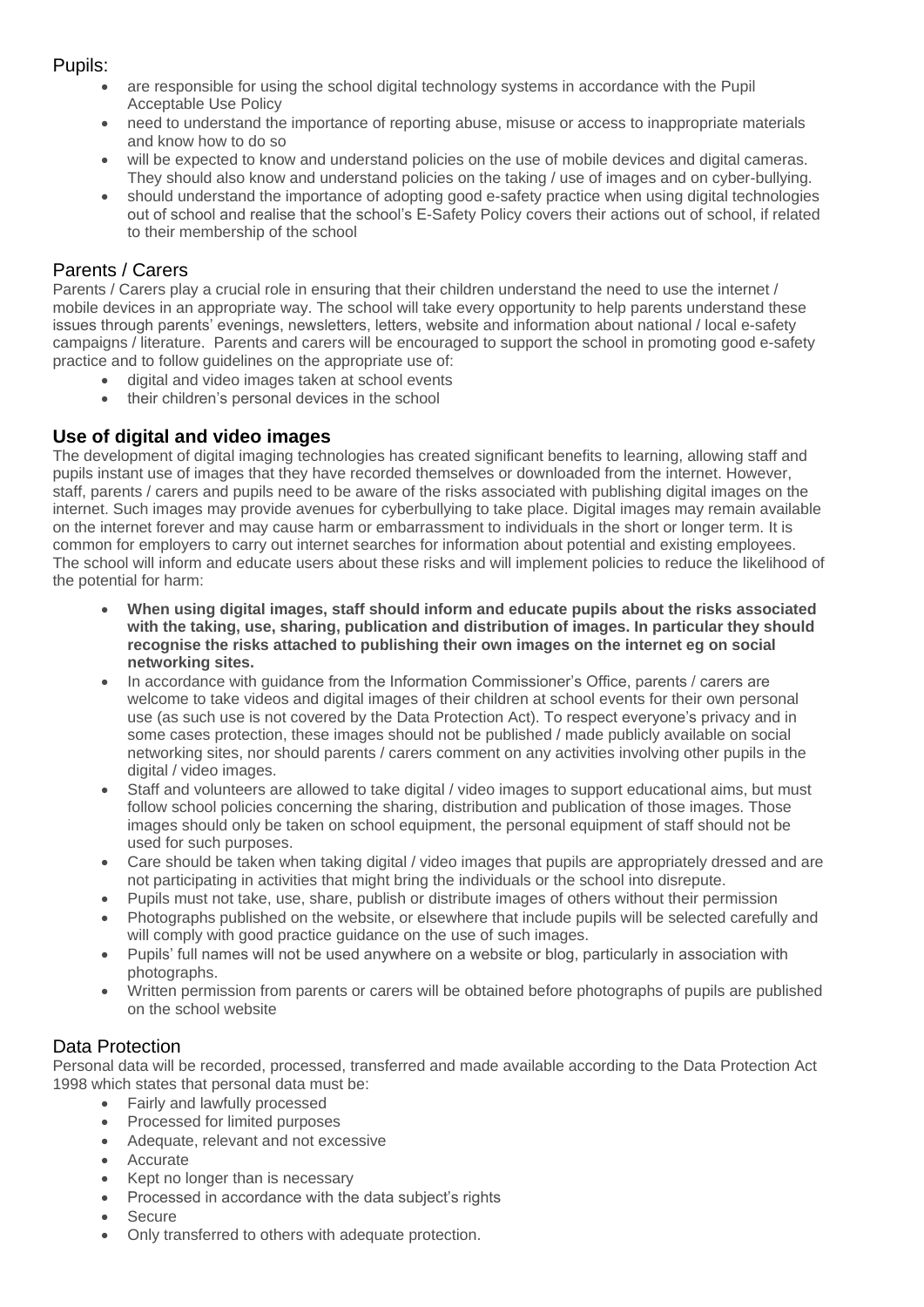## Pupils:

- are responsible for using the school digital technology systems in accordance with the Pupil Acceptable Use Policy
- need to understand the importance of reporting abuse, misuse or access to inappropriate materials and know how to do so
- will be expected to know and understand policies on the use of mobile devices and digital cameras. They should also know and understand policies on the taking / use of images and on cyber-bullying.
- should understand the importance of adopting good e-safety practice when using digital technologies out of school and realise that the school's E-Safety Policy covers their actions out of school, if related to their membership of the school

## Parents / Carers

Parents / Carers play a crucial role in ensuring that their children understand the need to use the internet / mobile devices in an appropriate way. The school will take every opportunity to help parents understand these issues through parents' evenings, newsletters, letters, website and information about national / local e-safety campaigns / literature. Parents and carers will be encouraged to support the school in promoting good e-safety practice and to follow guidelines on the appropriate use of:

- digital and video images taken at school events
- their children's personal devices in the school

## Use of digital and video images

The development of digital imaging technologies has created significant benefits to learning, allowing staff and pupils instant use of images that they have recorded themselves or downloaded from the internet. However, staff, parents / carers and pupils need to be aware of the risks associated with publishing digital images on the internet. Such images may provide avenues for cyberbullying to take place. Digital images may remain available on the internet forever and may cause harm or embarrassment to individuals in the short or longer term. It is common for employers to carry out internet searches for information about potential and existing employees. The school will inform and educate users about these risks and will implement policies to reduce the likelihood of the potential for harm:

- **When using digital images, staff should inform and educate pupils about the risks associated with the taking, use, sharing, publication and distribution of images. In particular they should recognise the risks attached to publishing their own images on the internet eg on social networking sites.**
- In accordance with guidance from the Information Commissioner's Office, parents / carers are welcome to take videos and digital images of their children at school events for their own personal use (as such use is not covered by the Data Protection Act). To respect everyone's privacy and in some cases protection, these images should not be published / made publicly available on social networking sites, nor should parents / carers comment on any activities involving other pupils in the digital / video images.
- Staff and volunteers are allowed to take digital / video images to support educational aims, but must follow school policies concerning the sharing, distribution and publication of those images. Those images should only be taken on school equipment, the personal equipment of staff should not be used for such purposes.
- Care should be taken when taking digital / video images that pupils are appropriately dressed and are not participating in activities that might bring the individuals or the school into disrepute.
- Pupils must not take, use, share, publish or distribute images of others without their permission
- Photographs published on the website, or elsewhere that include pupils will be selected carefully and will comply with good practice guidance on the use of such images.
- Pupils' full names will not be used anywhere on a website or blog, particularly in association with photographs.
- Written permission from parents or carers will be obtained before photographs of pupils are published on the school website

## Data Protection

Personal data will be recorded, processed, transferred and made available according to the Data Protection Act 1998 which states that personal data must be:

- Fairly and lawfully processed
- Processed for limited purposes
- Adequate, relevant and not excessive
- Accurate
- Kept no longer than is necessary
- Processed in accordance with the data subject's rights
- Secure
- Only transferred to others with adequate protection.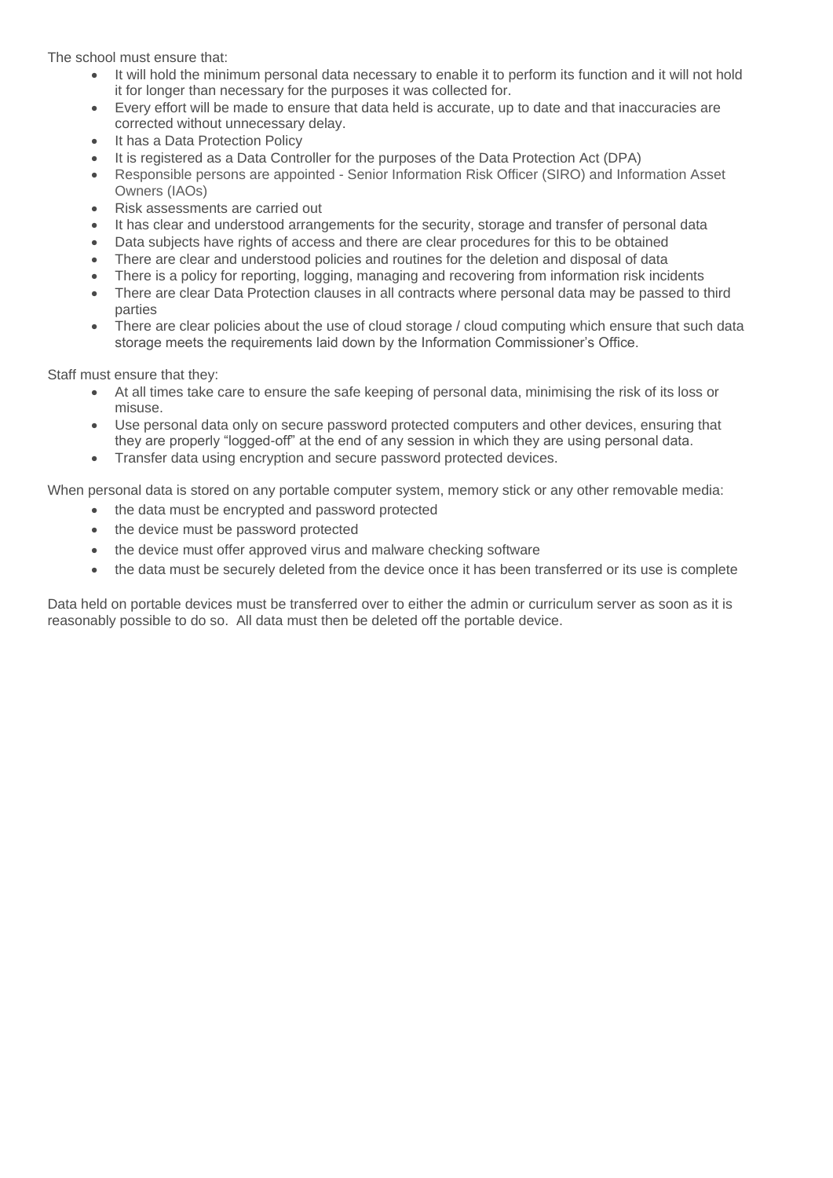The school must ensure that:

- It will hold the minimum personal data necessary to enable it to perform its function and it will not hold it for longer than necessary for the purposes it was collected for.
- Every effort will be made to ensure that data held is accurate, up to date and that inaccuracies are corrected without unnecessary delay.
- It has a Data Protection Policy
- It is registered as a Data Controller for the purposes of the Data Protection Act (DPA)
- Responsible persons are appointed - Senior Information Risk Officer (SIRO) and Information Asset Owners (IAOs)
- Risk assessments are carried out
- It has clear and understood arrangements for the security, storage and transfer of personal data
- Data subjects have rights of access and there are clear procedures for this to be obtained
- There are clear and understood policies and routines for the deletion and disposal of data
- There is a policy for reporting, logging, managing and recovering from information risk incidents
- There are clear Data Protection clauses in all contracts where personal data may be passed to third parties
- There are clear policies about the use of cloud storage / cloud computing which ensure that such data storage meets the requirements laid down by the Information Commissioner's Office.

Staff must ensure that they:

- At all times take care to ensure the safe keeping of personal data, minimising the risk of its loss or misuse.
- Use personal data only on secure password protected computers and other devices, ensuring that they are properly "logged-off" at the end of any session in which they are using personal data.
- Transfer data using encryption and secure password protected devices.

When personal data is stored on any portable computer system, memory stick or any other removable media:

- the data must be encrypted and password protected
- the device must be password protected
- the device must offer approved virus and malware checking software
- the data must be securely deleted from the device once it has been transferred or its use is complete

Data held on portable devices must be transferred over to either the admin or curriculum server as soon as it is reasonably possible to do so. All data must then be deleted off the portable device.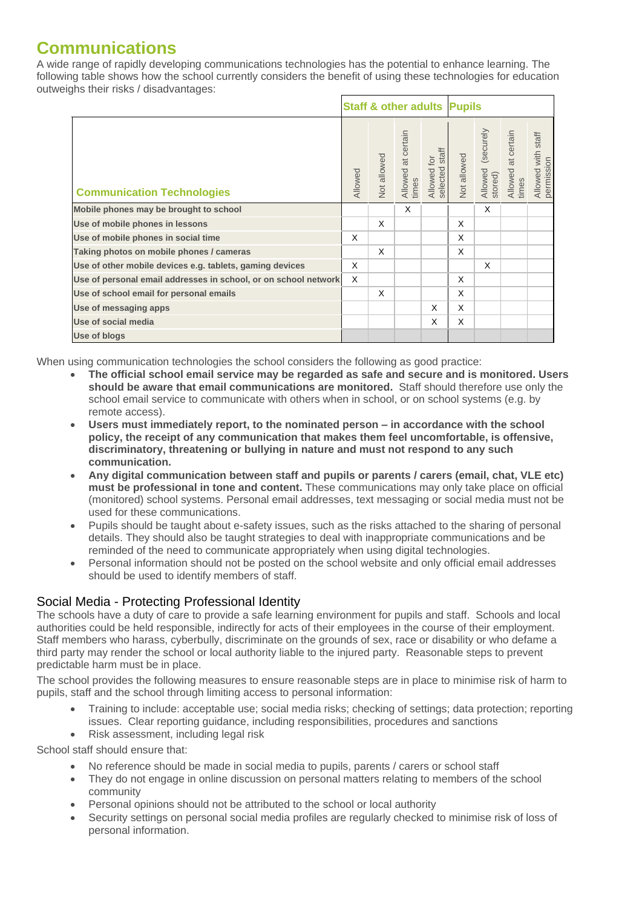# Communications

A wide range of rapidly developing communications technologies has the potential to enhance learning. The following table shows how the school currently considers the benefit of using these technologies for education outweighs their risks / disadvantages:

| | Staff & other adults | | | | Pupils | | | |
|---|---|---|---|---|---|---|---|---|
| **Communication Technologies** | Allowed | Not allowed | Allowed at certain times | Allowed for selected staff | Not allowed | Allowed (securely stored) | Allowed at certain times | Allowed with staff permission |
| **Mobile phones may be brought to school** | | | X | | | X | | |
| **Use of mobile phones in lessons** | | X | | | X | | | |
| **Use of mobile phones in social time** | X | | | | X | | | |
| **Taking photos on mobile phones / cameras** | | X | | | X | | | |
| **Use of other mobile devices e.g. tablets, gaming devices** | X | | | | | X | | |
| **Use of personal email addresses in school, or on school network** | X | | | | X | | | |
| **Use of school email for personal emails** | | X | | | X | | | |
| **Use of messaging apps** | | | | X | X | | | |
| **Use of social media** | | | | X | X | | | |
| **Use of blogs** | | | | | | | | |

When using communication technologies the school considers the following as good practice:

- **The official school email service may be regarded as safe and secure and is monitored. Users should be aware that email communications are monitored.** Staff should therefore use only the school email service to communicate with others when in school, or on school systems (e.g. by remote access).
- **Users must immediately report, to the nominated person – in accordance with the school policy, the receipt of any communication that makes them feel uncomfortable, is offensive, discriminatory, threatening or bullying in nature and must not respond to any such communication.**
- **Any digital communication between staff and pupils or parents / carers (email, chat, VLE etc) must be professional in tone and content.** These communications may only take place on official (monitored) school systems. Personal email addresses, text messaging or social media must not be used for these communications.
- Pupils should be taught about e-safety issues, such as the risks attached to the sharing of personal details. They should also be taught strategies to deal with inappropriate communications and be reminded of the need to communicate appropriately when using digital technologies.
- Personal information should not be posted on the school website and only official email addresses should be used to identify members of staff.

## Social Media - Protecting Professional Identity

The schools have a duty of care to provide a safe learning environment for pupils and staff. Schools and local authorities could be held responsible, indirectly for acts of their employees in the course of their employment. Staff members who harass, cyberbully, discriminate on the grounds of sex, race or disability or who defame a third party may render the school or local authority liable to the injured party. Reasonable steps to prevent predictable harm must be in place.

The school provides the following measures to ensure reasonable steps are in place to minimise risk of harm to pupils, staff and the school through limiting access to personal information:

- Training to include: acceptable use; social media risks; checking of settings; data protection; reporting issues. Clear reporting guidance, including responsibilities, procedures and sanctions
- Risk assessment, including legal risk

School staff should ensure that:

- No reference should be made in social media to pupils, parents / carers or school staff
- They do not engage in online discussion on personal matters relating to members of the school community
- Personal opinions should not be attributed to the school or local authority
- Security settings on personal social media profiles are regularly checked to minimise risk of loss of personal information.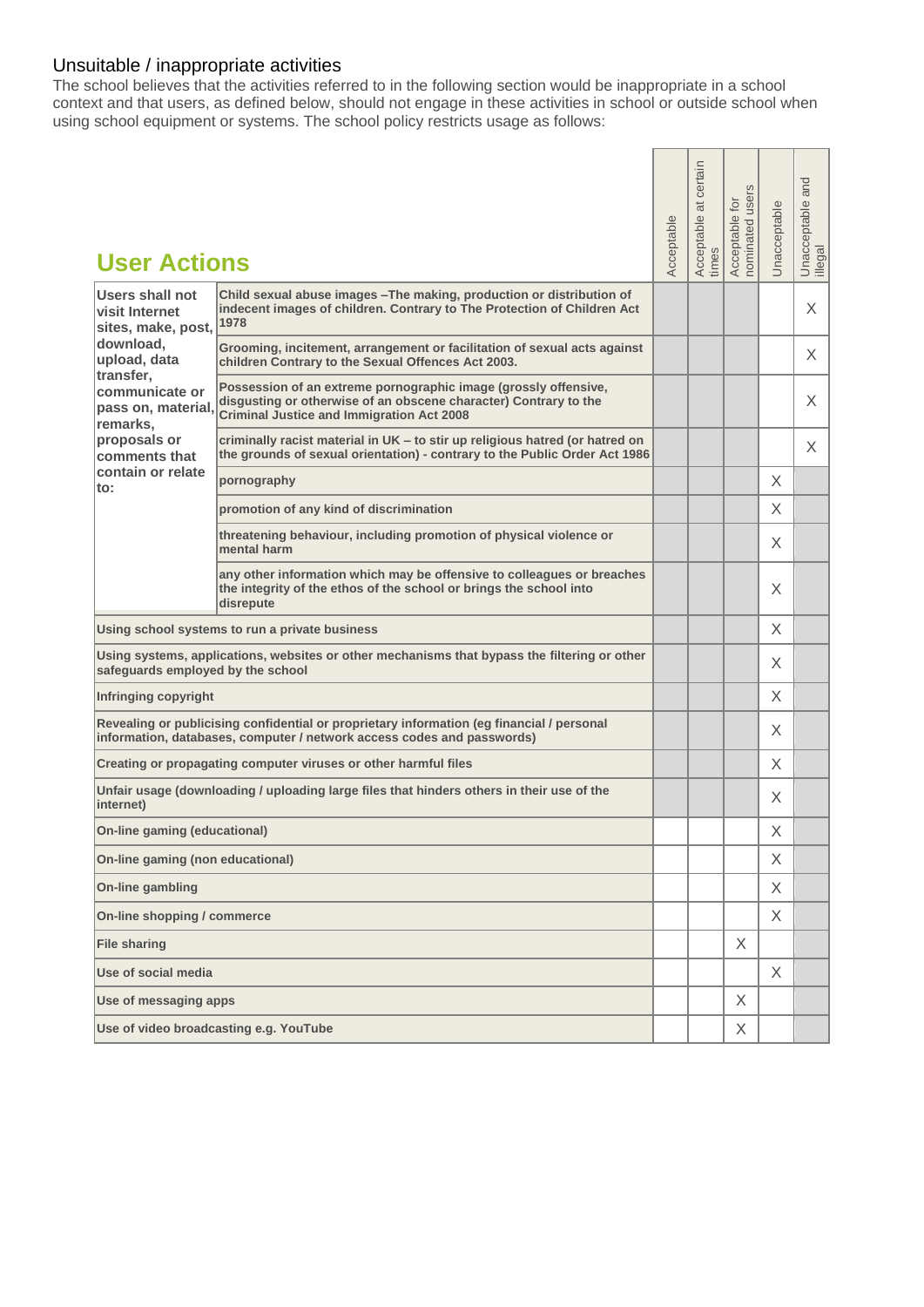## Unsuitable / inappropriate activities

The school believes that the activities referred to in the following section would be inappropriate in a school context and that users, as defined below, should not engage in these activities in school or outside school when using school equipment or systems. The school policy restricts usage as follows:

| User Actions | | Acceptable | Acceptable at certain times | Acceptable for nominated users | Unacceptable | Unacceptable and illegal |
|---|---|---|---|---|---|---|
| Users shall not visit Internet sites, make, post, download, upload, data transfer, communicate or pass on, material, remarks, proposals or comments that contain or relate to: | Child sexual abuse images –The making, production or distribution of indecent images of children. Contrary to The Protection of Children Act 1978 | | | | | X |
| | Grooming, incitement, arrangement or facilitation of sexual acts against children Contrary to the Sexual Offences Act 2003. | | | | | X |
| | Possession of an extreme pornographic image (grossly offensive, disgusting or otherwise of an obscene character) Contrary to the Criminal Justice and Immigration Act 2008 | | | | | X |
| | criminally racist material in UK – to stir up religious hatred (or hatred on the grounds of sexual orientation) - contrary to the Public Order Act 1986 | | | | | X |
| | pornography | | | | X | |
| | promotion of any kind of discrimination | | | | X | |
| | threatening behaviour, including promotion of physical violence or mental harm | | | | X | |
| | any other information which may be offensive to colleagues or breaches the integrity of the ethos of the school or brings the school into disrepute | | | | X | |
| Using school systems to run a private business | | | | | X | |
| Using systems, applications, websites or other mechanisms that bypass the filtering or other safeguards employed by the school | | | | | X | |
| Infringing copyright | | | | | X | |
| Revealing or publicising confidential or proprietary information (eg financial / personal information, databases, computer / network access codes and passwords) | | | | | X | |
| Creating or propagating computer viruses or other harmful files | | | | | X | |
| Unfair usage (downloading / uploading large files that hinders others in their use of the internet) | | | | | X | |
| On-line gaming (educational) | | | | | X | |
| On-line gaming (non educational) | | | | | X | |
| On-line gambling | | | | | X | |
| On-line shopping / commerce | | | | | X | |
| File sharing | | | | X | | |
| Use of social media | | | | | X | |
| Use of messaging apps | | | | X | | |
| Use of video broadcasting e.g. YouTube | | | | X | | |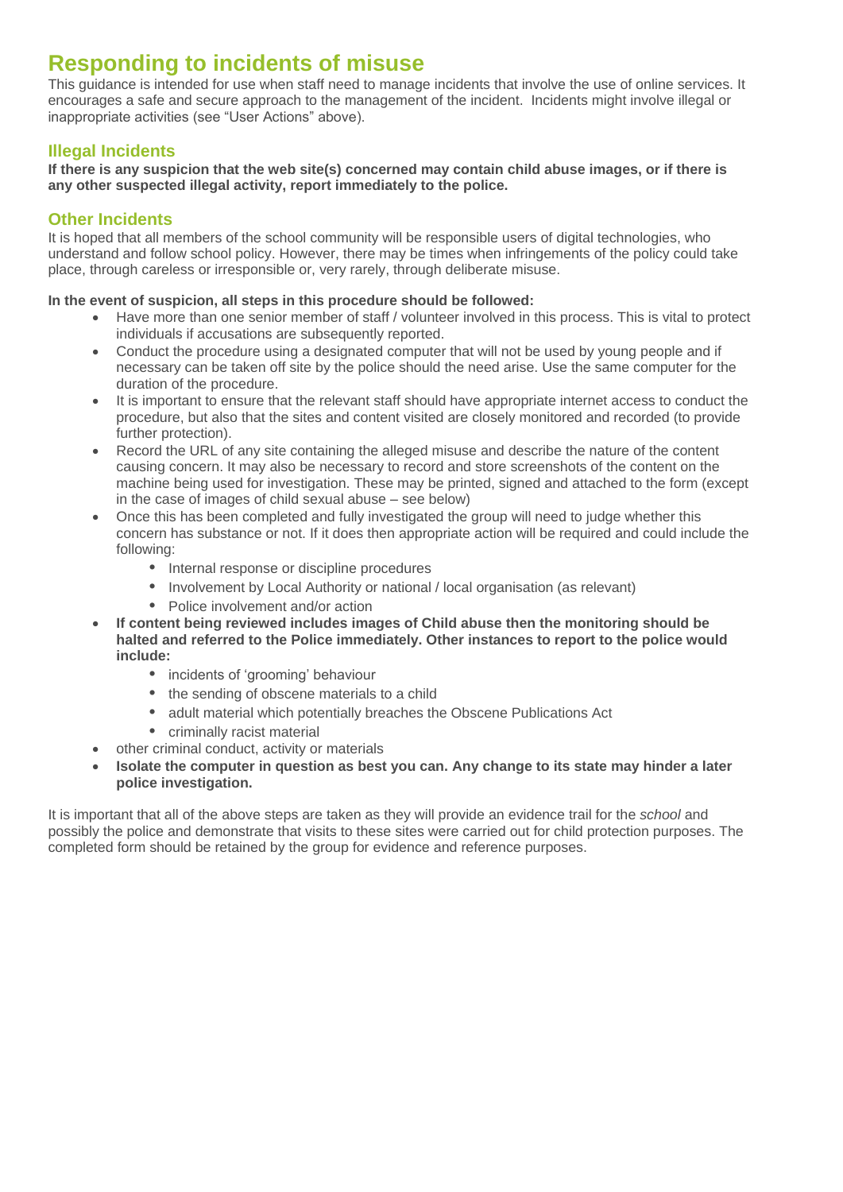# Responding to incidents of misuse

This guidance is intended for use when staff need to manage incidents that involve the use of online services. It encourages a safe and secure approach to the management of the incident. Incidents might involve illegal or inappropriate activities (see "User Actions" above).

## Illegal Incidents

**If there is any suspicion that the web site(s) concerned may contain child abuse images, or if there is any other suspected illegal activity, report immediately to the police.**

## Other Incidents

It is hoped that all members of the school community will be responsible users of digital technologies, who understand and follow school policy. However, there may be times when infringements of the policy could take place, through careless or irresponsible or, very rarely, through deliberate misuse.

**In the event of suspicion, all steps in this procedure should be followed:**

- Have more than one senior member of staff / volunteer involved in this process. This is vital to protect individuals if accusations are subsequently reported.
- Conduct the procedure using a designated computer that will not be used by young people and if necessary can be taken off site by the police should the need arise. Use the same computer for the duration of the procedure.
- It is important to ensure that the relevant staff should have appropriate internet access to conduct the procedure, but also that the sites and content visited are closely monitored and recorded (to provide further protection).
- Record the URL of any site containing the alleged misuse and describe the nature of the content causing concern. It may also be necessary to record and store screenshots of the content on the machine being used for investigation. These may be printed, signed and attached to the form (except in the case of images of child sexual abuse – see below)
- Once this has been completed and fully investigated the group will need to judge whether this concern has substance or not. If it does then appropriate action will be required and could include the following:
  - Internal response or discipline procedures
  - Involvement by Local Authority or national / local organisation (as relevant)
  - Police involvement and/or action
- **If content being reviewed includes images of Child abuse then the monitoring should be halted and referred to the Police immediately. Other instances to report to the police would include:**
  - incidents of 'grooming' behaviour
  - the sending of obscene materials to a child
  - adult material which potentially breaches the Obscene Publications Act
  - criminally racist material
- other criminal conduct, activity or materials
- **Isolate the computer in question as best you can. Any change to its state may hinder a later police investigation.**

It is important that all of the above steps are taken as they will provide an evidence trail for the *school* and possibly the police and demonstrate that visits to these sites were carried out for child protection purposes. The completed form should be retained by the group for evidence and reference purposes.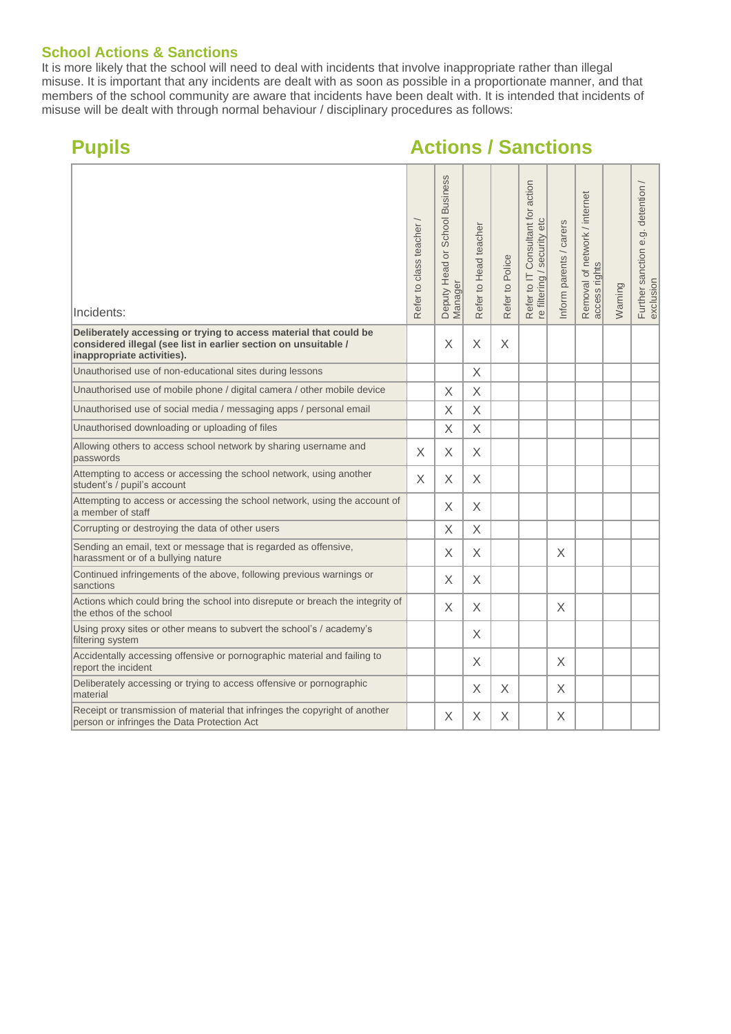## School Actions & Sanctions

It is more likely that the school will need to deal with incidents that involve inappropriate rather than illegal misuse. It is important that any incidents are dealt with as soon as possible in a proportionate manner, and that members of the school community are aware that incidents have been dealt with. It is intended that incidents of misuse will be dealt with through normal behaviour / disciplinary procedures as follows:

# Pupils — Actions / Sanctions

| Incidents: | Refer to class teacher / | Deputy Head or School Business Manager | Refer to Head teacher | Refer to Police | Refer to IT Consultant for action re filtering / security etc | Inform parents / carers | Removal of network / internet access rights | Warning | Further sanction e.g. detention / exclusion |
|---|---|---|---|---|---|---|---|---|---|
| **Deliberately accessing or trying to access material that could be considered illegal (see list in earlier section on unsuitable / inappropriate activities).** | | X | X | X | | | | | |
| Unauthorised use of non-educational sites during lessons | | | X | | | | | | |
| Unauthorised use of mobile phone / digital camera / other mobile device | | X | X | | | | | | |
| Unauthorised use of social media / messaging apps / personal email | | X | X | | | | | | |
| Unauthorised downloading or uploading of files | | X | X | | | | | | |
| Allowing others to access school network by sharing username and passwords | X | X | X | | | | | | |
| Attempting to access or accessing the school network, using another student's / pupil's account | X | X | X | | | | | | |
| Attempting to access or accessing the school network, using the account of a member of staff | | X | X | | | | | | |
| Corrupting or destroying the data of other users | | X | X | | | | | | |
| Sending an email, text or message that is regarded as offensive, harassment or of a bullying nature | | X | X | | | X | | | |
| Continued infringements of the above, following previous warnings or sanctions | | X | X | | | | | | |
| Actions which could bring the school into disrepute or breach the integrity of the ethos of the school | | X | X | | | X | | | |
| Using proxy sites or other means to subvert the school's / academy's filtering system | | | X | | | | | | |
| Accidentally accessing offensive or pornographic material and failing to report the incident | | | X | | | X | | | |
| Deliberately accessing or trying to access offensive or pornographic material | | | X | X | | X | | | |
| Receipt or transmission of material that infringes the copyright of another person or infringes the Data Protection Act | | X | X | X | | X | | | |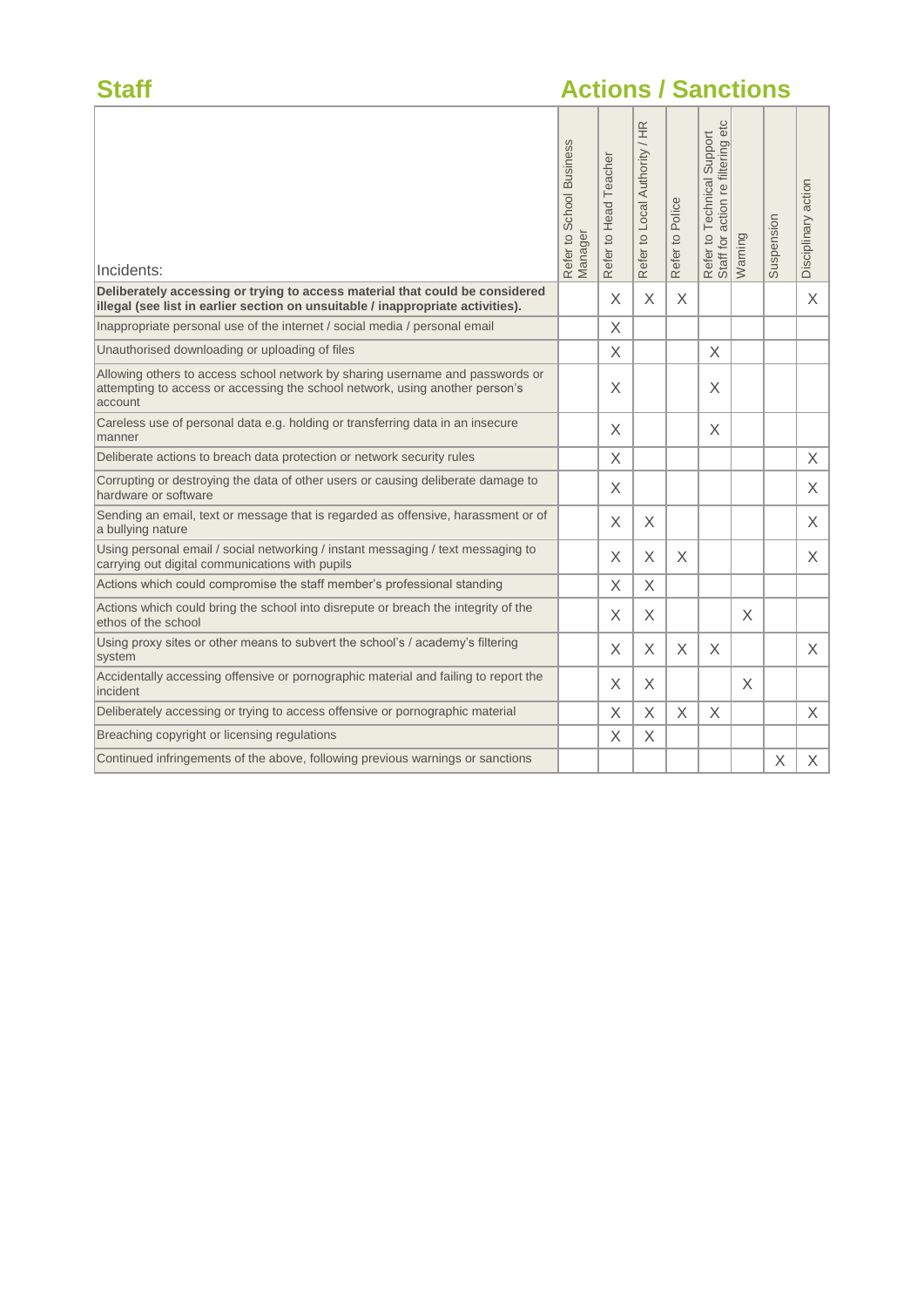## Staff

## Actions / Sanctions

| Incidents: | Refer to School Business Manager | Refer to Head Teacher | Refer to Local Authority / HR | Refer to Police | Refer to Technical Support Staff for action re filtering etc | Warning | Suspension | Disciplinary action |
|---|---|---|---|---|---|---|---|---|
| **Deliberately accessing or trying to access material that could be considered illegal (see list in earlier section on unsuitable / inappropriate activities).** | | X | X | X | | | | X |
| Inappropriate personal use of the internet / social media / personal email | | X | | | | | | |
| Unauthorised downloading or uploading of files | | X | | | X | | | |
| Allowing others to access school network by sharing username and passwords or attempting to access or accessing the school network, using another person's account | | X | | | X | | | |
| Careless use of personal data e.g. holding or transferring data in an insecure manner | | X | | | X | | | |
| Deliberate actions to breach data protection or network security rules | | X | | | | | | X |
| Corrupting or destroying the data of other users or causing deliberate damage to hardware or software | | X | | | | | | X |
| Sending an email, text or message that is regarded as offensive, harassment or of a bullying nature | | X | X | | | | | X |
| Using personal email / social networking / instant messaging / text messaging to carrying out digital communications with pupils | | X | X | X | | | | X |
| Actions which could compromise the staff member's professional standing | | X | X | | | | | |
| Actions which could bring the school into disrepute or breach the integrity of the ethos of the school | | X | X | | | X | | |
| Using proxy sites or other means to subvert the school's / academy's filtering system | | X | X | X | X | | | X |
| Accidentally accessing offensive or pornographic material and failing to report the incident | | X | X | | | X | | |
| Deliberately accessing or trying to access offensive or pornographic material | | X | X | X | X | | | X |
| Breaching copyright or licensing regulations | | X | X | | | | | |
| Continued infringements of the above, following previous warnings or sanctions | | | | | | | X | X |